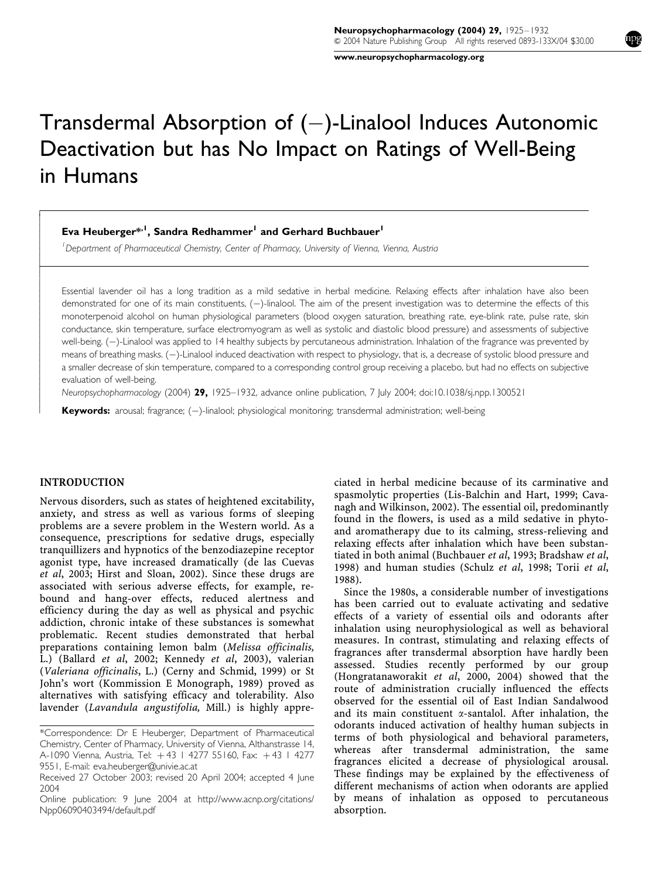# Transdermal Absorption of (−)-Linalool Induces Autonomic Deactivation but has No Impact on Ratings of Well-Being in Humans

**Eva Heuberger*[,1], Sandra Redhammer[1] and Gerhard Buchbauer[1]**

[1]*Department of Pharmaceutical Chemistry, Center of Pharmacy, University of Vienna, Vienna, Austria*

Essential lavender oil has a long tradition as a mild sedative in herbal medicine. Relaxing effects after inhalation have also been demonstrated for one of its main constituents, (−)-linalool. The aim of the present investigation was to determine the effects of this monoterpenoid alcohol on human physiological parameters (blood oxygen saturation, breathing rate, eye-blink rate, pulse rate, skin conductance, skin temperature, surface electromyogram as well as systolic and diastolic blood pressure) and assessments of subjective well-being. (−)-Linalool was applied to 14 healthy subjects by percutaneous administration. Inhalation of the fragrance was prevented by means of breathing masks. (−)-Linalool induced deactivation with respect to physiology, that is, a decrease of systolic blood pressure and a smaller decrease of skin temperature, compared to a corresponding control group receiving a placebo, but had no effects on subjective evaluation of well-being.

*Neuropsychopharmacology* (2004) **29,** 1925–1932, advance online publication, 7 July 2004; doi:10.1038/sj.npp.1300521

**Keywords:** arousal; fragrance; (−)-linalool; physiological monitoring; transdermal administration; well-being

## INTRODUCTION

Nervous disorders, such as states of heightened excitability, anxiety, and stress as well as various forms of sleeping problems are a severe problem in the Western world. As a consequence, prescriptions for sedative drugs, especially tranquillizers and hypnotics of the benzodiazepine receptor agonist type, have increased dramatically (de las Cuevas *et al*, 2003; Hirst and Sloan, 2002). Since these drugs are associated with serious adverse effects, for example, rebound and hang-over effects, reduced alertness and efficiency during the day as well as physical and psychic addiction, chronic intake of these substances is somewhat problematic. Recent studies demonstrated that herbal preparations containing lemon balm (*Melissa officinalis,* L.) (Ballard *et al*, 2002; Kennedy *et al*, 2003), valerian (*Valeriana officinalis*, L.) (Cerny and Schmid, 1999) or St John's wort (Kommission E Monograph, 1989) proved as alternatives with satisfying efficacy and tolerability. Also lavender (*Lavandula angustifolia,* Mill.) is highly appreciated in herbal medicine because of its carminative and spasmolytic properties (Lis-Balchin and Hart, 1999; Cavanagh and Wilkinson, 2002). The essential oil, predominantly found in the flowers, is used as a mild sedative in phyto- and aromatherapy due to its calming, stress-relieving and relaxing effects after inhalation which have been substantiated in both animal (Buchbauer *et al*, 1993; Bradshaw *et al*, 1998) and human studies (Schulz *et al*, 1998; Torii *et al*, 1988).

Since the 1980s, a considerable number of investigations has been carried out to evaluate activating and sedative effects of a variety of essential oils and odorants after inhalation using neurophysiological as well as behavioral measures. In contrast, stimulating and relaxing effects of fragrances after transdermal absorption have hardly been assessed. Studies recently performed by our group (Hongratanaworakit *et al*, 2000, 2004) showed that the route of administration crucially influenced the effects observed for the essential oil of East Indian Sandalwood and its main constituent α-santalol. After inhalation, the odorants induced activation of healthy human subjects in terms of both physiological and behavioral parameters, whereas after transdermal administration, the same fragrances elicited a decrease of physiological arousal. These findings may be explained by the effectiveness of different mechanisms of action when odorants are applied by means of inhalation as opposed to percutaneous absorption.

*Correspondence: Dr E Heuberger, Department of Pharmaceutical Chemistry, Center of Pharmacy, University of Vienna, Althanstrasse 14, A-1090 Vienna, Austria, Tel: +43 1 4277 55160, Fax: +43 1 4277 9551, E-mail: eva.heuberger@univie.ac.at

Received 27 October 2003; revised 20 April 2004; accepted 4 June 2004

Online publication: 9 June 2004 at http://www.acnp.org/citations/Npp06090403494/default.pdf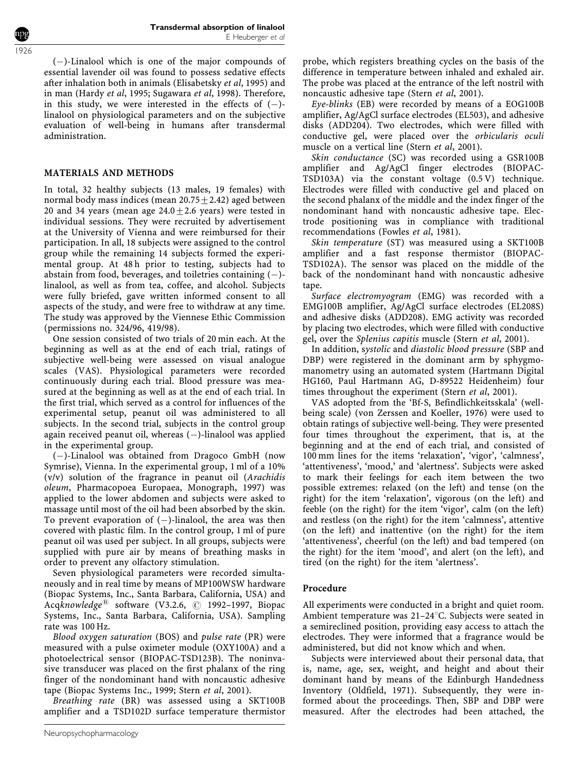(−)-Linalool which is one of the major compounds of essential lavender oil was found to possess sedative effects after inhalation both in animals (Elisabetsky *et al*, 1995) and in man (Hardy *et al*, 1995; Sugawara *et al*, 1998). Therefore, in this study, we were interested in the effects of (−)-linalool on physiological parameters and on the subjective evaluation of well-being in humans after transdermal administration.

## MATERIALS AND METHODS

In total, 32 healthy subjects (13 males, 19 females) with normal body mass indices (mean $20.75 \pm 2.42$) aged between 20 and 34 years (mean age $24.0 \pm 2.6$ years) were tested in individual sessions. They were recruited by advertisement at the University of Vienna and were reimbursed for their participation. In all, 18 subjects were assigned to the control group while the remaining 14 subjects formed the experimental group. At 48 h prior to testing, subjects had to abstain from food, beverages, and toiletries containing (−)-linalool, as well as from tea, coffee, and alcohol. Subjects were fully briefed, gave written informed consent to all aspects of the study, and were free to withdraw at any time. The study was approved by the Viennese Ethic Commission (permissions no. 324/96, 419/98).

One session consisted of two trials of 20 min each. At the beginning as well as at the end of each trial, ratings of subjective well-being were assessed on visual analogue scales (VAS). Physiological parameters were recorded continuously during each trial. Blood pressure was measured at the beginning as well as at the end of each trial. In the first trial, which served as a control for influences of the experimental setup, peanut oil was administered to all subjects. In the second trial, subjects in the control group again received peanut oil, whereas (−)-linalool was applied in the experimental group.

(−)-Linalool was obtained from Dragoco GmbH (now Symrise), Vienna. In the experimental group, 1 ml of a 10% (v/v) solution of the fragrance in peanut oil (*Arachidis oleum*, Pharmacopoea Europaea, Monograph, 1997) was applied to the lower abdomen and subjects were asked to massage until most of the oil had been absorbed by the skin. To prevent evaporation of (−)-linalool, the area was then covered with plastic film. In the control group, 1 ml of pure peanut oil was used per subject. In all groups, subjects were supplied with pure air by means of breathing masks in order to prevent any olfactory stimulation.

Seven physiological parameters were recorded simultaneously and in real time by means of MP100WSW hardware (Biopac Systems, Inc., Santa Barbara, California, USA) and Acq*knowledge*® software (V3.2.6, © 1992–1997, Biopac Systems, Inc., Santa Barbara, California, USA). Sampling rate was 100 Hz.

*Blood oxygen saturation* (BOS) and *pulse rate* (PR) were measured with a pulse oximeter module (OXY100A) and a photoelectrical sensor (BIOPAC-TSD123B). The noninvasive transducer was placed on the first phalanx of the ring finger of the nondominant hand with noncaustic adhesive tape (Biopac Systems Inc., 1999; Stern *et al*, 2001).

*Breathing rate* (BR) was assessed using a SKT100B amplifier and a TSD102D surface temperature thermistor probe, which registers breathing cycles on the basis of the difference in temperature between inhaled and exhaled air. The probe was placed at the entrance of the left nostril with noncaustic adhesive tape (Stern *et al*, 2001).

*Eye-blinks* (EB) were recorded by means of a EOG100B amplifier, Ag/AgCl surface electrodes (EL503), and adhesive disks (ADD204). Two electrodes, which were filled with conductive gel, were placed over the *orbicularis oculi* muscle on a vertical line (Stern *et al*, 2001).

*Skin conductance* (SC) was recorded using a GSR100B amplifier and Ag/AgCl finger electrodes (BIOPAC-TSD103A) via the constant voltage (0.5 V) technique. Electrodes were filled with conductive gel and placed on the second phalanx of the middle and the index finger of the nondominant hand with noncaustic adhesive tape. Electrode positioning was in compliance with traditional recommendations (Fowles *et al*, 1981).

*Skin temperature* (ST) was measured using a SKT100B amplifier and a fast response thermistor (BIOPAC-TSD102A). The sensor was placed on the middle of the back of the nondominant hand with noncaustic adhesive tape.

*Surface electromyogram* (EMG) was recorded with a EMG100B amplifier, Ag/AgCl surface electrodes (EL208S) and adhesive disks (ADD208). EMG activity was recorded by placing two electrodes, which were filled with conductive gel, over the *Splenius capitis* muscle (Stern *et al*, 2001).

In addition, *systolic* and *diastolic blood pressure* (SBP and DBP) were registered in the dominant arm by sphygmomanometry using an automated system (Hartmann Digital HG160, Paul Hartmann AG, D-89522 Heidenheim) four times throughout the experiment (Stern *et al*, 2001).

VAS adopted from the 'Bf-S, Befindlichkeitsskala' (well-being scale) (von Zerssen and Koeller, 1976) were used to obtain ratings of subjective well-being. They were presented four times throughout the experiment, that is, at the beginning and at the end of each trial, and consisted of 100 mm lines for the items 'relaxation', 'vigor', 'calmness', 'attentiveness', 'mood,' and 'alertness'. Subjects were asked to mark their feelings for each item between the two possible extremes: relaxed (on the left) and tense (on the right) for the item 'relaxation', vigorous (on the left) and feeble (on the right) for the item 'vigor', calm (on the left) and restless (on the right) for the item 'calmness', attentive (on the left) and inattentive (on the right) for the item 'attentiveness', cheerful (on the left) and bad tempered (on the right) for the item 'mood', and alert (on the left), and tired (on the right) for the item 'alertness'.

### Procedure

All experiments were conducted in a bright and quiet room. Ambient temperature was 21–24°C. Subjects were seated in a semireclined position, providing easy access to attach the electrodes. They were informed that a fragrance would be administered, but did not know which and when.

Subjects were interviewed about their personal data, that is, name, age, sex, weight, and height and about their dominant hand by means of the Edinburgh Handedness Inventory (Oldfield, 1971). Subsequently, they were informed about the proceedings. Then, SBP and DBP were measured. After the electrodes had been attached, the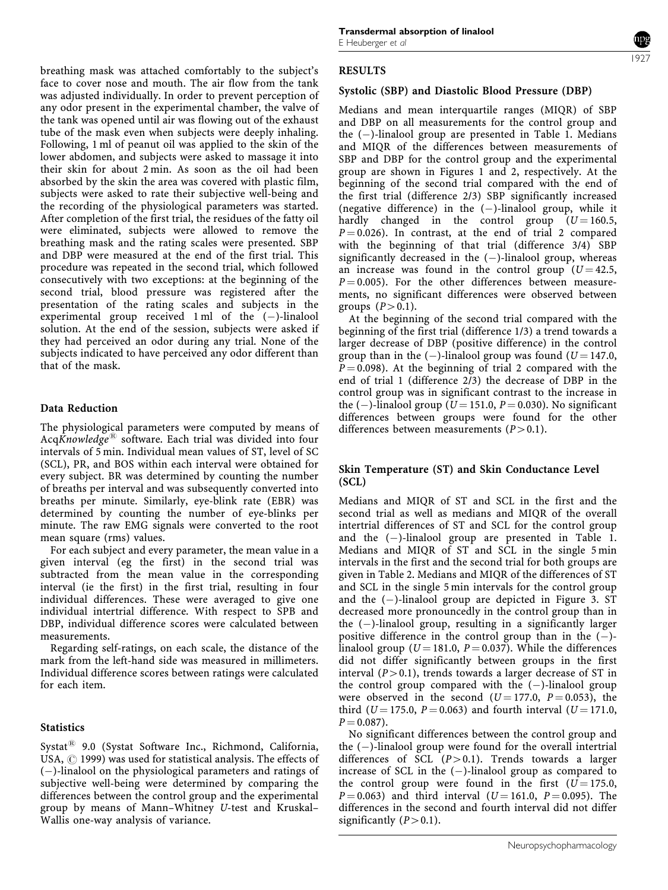breathing mask was attached comfortably to the subject's face to cover nose and mouth. The air flow from the tank was adjusted individually. In order to prevent perception of any odor present in the experimental chamber, the valve of the tank was opened until air was flowing out of the exhaust tube of the mask even when subjects were deeply inhaling. Following, 1 ml of peanut oil was applied to the skin of the lower abdomen, and subjects were asked to massage it into their skin for about 2 min. As soon as the oil had been absorbed by the skin the area was covered with plastic film, subjects were asked to rate their subjective well-being and the recording of the physiological parameters was started. After completion of the first trial, the residues of the fatty oil were eliminated, subjects were allowed to remove the breathing mask and the rating scales were presented. SBP and DBP were measured at the end of the first trial. This procedure was repeated in the second trial, which followed consecutively with two exceptions: at the beginning of the second trial, blood pressure was registered after the presentation of the rating scales and subjects in the experimental group received 1 ml of the (−)-linalool solution. At the end of the session, subjects were asked if they had perceived an odor during any trial. None of the subjects indicated to have perceived any odor different than that of the mask.

### Data Reduction

The physiological parameters were computed by means of Acq*Knowledge*® software. Each trial was divided into four intervals of 5 min. Individual mean values of ST, level of SC (SCL), PR, and BOS within each interval were obtained for every subject. BR was determined by counting the number of breaths per interval and was subsequently converted into breaths per minute. Similarly, eye-blink rate (EBR) was determined by counting the number of eye-blinks per minute. The raw EMG signals were converted to the root mean square (rms) values.

For each subject and every parameter, the mean value in a given interval (eg the first) in the second trial was subtracted from the mean value in the corresponding interval (ie the first) in the first trial, resulting in four individual differences. These were averaged to give one individual intertrial difference. With respect to SPB and DBP, individual difference scores were calculated between measurements.

Regarding self-ratings, on each scale, the distance of the mark from the left-hand side was measured in millimeters. Individual difference scores between ratings were calculated for each item.

### Statistics

Systat® 9.0 (Systat Software Inc., Richmond, California, USA, © 1999) was used for statistical analysis. The effects of (−)-linalool on the physiological parameters and ratings of subjective well-being were determined by comparing the differences between the control group and the experimental group by means of Mann–Whitney *U*-test and Kruskal–Wallis one-way analysis of variance.

## RESULTS

### Systolic (SBP) and Diastolic Blood Pressure (DBP)

Medians and mean interquartile ranges (MIQR) of SBP and DBP on all measurements for the control group and the (−)-linalool group are presented in Table 1. Medians and MIQR of the differences between measurements of SBP and DBP for the control group and the experimental group are shown in Figures 1 and 2, respectively. At the beginning of the second trial compared with the end of the first trial (difference 2/3) SBP significantly increased (negative difference) in the (−)-linalool group, while it hardly changed in the control group ($U = 160.5$, $P = 0.026$). In contrast, at the end of trial 2 compared with the beginning of that trial (difference 3/4) SBP significantly decreased in the (−)-linalool group, whereas an increase was found in the control group ($U = 42.5$, $P = 0.005$). For the other differences between measurements, no significant differences were observed between groups ($P > 0.1$).

At the beginning of the second trial compared with the beginning of the first trial (difference 1/3) a trend towards a larger decrease of DBP (positive difference) in the control group than in the (−)-linalool group was found ($U = 147.0$, $P = 0.098$). At the beginning of trial 2 compared with the end of trial 1 (difference 2/3) the decrease of DBP in the control group was in significant contrast to the increase in the (−)-linalool group ($U = 151.0$, $P = 0.030$). No significant differences between groups were found for the other differences between measurements ($P > 0.1$).

### Skin Temperature (ST) and Skin Conductance Level (SCL)

Medians and MIQR of ST and SCL in the first and the second trial as well as medians and MIQR of the overall intertrial differences of ST and SCL for the control group and the (−)-linalool group are presented in Table 1. Medians and MIQR of ST and SCL in the single 5 min intervals in the first and the second trial for both groups are given in Table 2. Medians and MIQR of the differences of ST and SCL in the single 5 min intervals for the control group and the (−)-linalool group are depicted in Figure 3. ST decreased more pronouncedly in the control group than in the (−)-linalool group, resulting in a significantly larger positive difference in the control group than in the (−)-linalool group ($U = 181.0$, $P = 0.037$). While the differences did not differ significantly between groups in the first interval ($P > 0.1$), trends towards a larger decrease of ST in the control group compared with the (−)-linalool group were observed in the second ($U = 177.0$, $P = 0.053$), the third ($U = 175.0$, $P = 0.063$) and fourth interval ($U = 171.0$, $P = 0.087$).

No significant differences between the control group and the (−)-linalool group were found for the overall intertrial differences of SCL ($P > 0.1$). Trends towards a larger increase of SCL in the (−)-linalool group as compared to the control group were found in the first ($U = 175.0$, $P = 0.063$) and third interval ($U = 161.0$, $P = 0.095$). The differences in the second and fourth interval did not differ significantly ($P > 0.1$).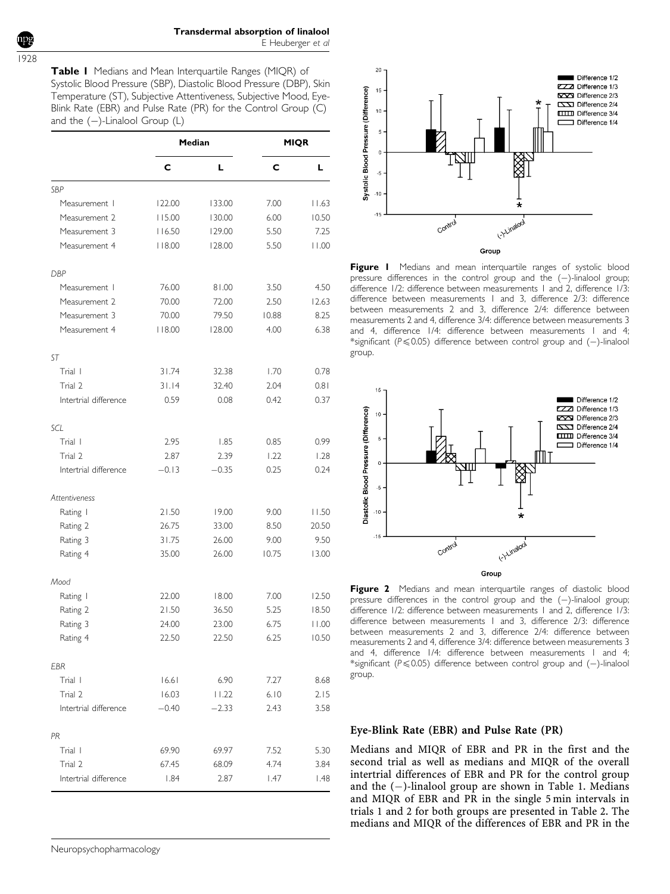**Table 1** Medians and Mean Interquartile Ranges (MIQR) of Systolic Blood Pressure (SBP), Diastolic Blood Pressure (DBP), Skin Temperature (ST), Subjective Attentiveness, Subjective Mood, Eye-Blink Rate (EBR) and Pulse Rate (PR) for the Control Group (C) and the (−)-Linalool Group (L)

| | Median | | MIQR | |
|---|---|---|---|---|
| | **C** | **L** | **C** | **L** |
| *SBP* | | | | |
| Measurement 1 | 122.00 | 133.00 | 7.00 | 11.63 |
| Measurement 2 | 115.00 | 130.00 | 6.00 | 10.50 |
| Measurement 3 | 116.50 | 129.00 | 5.50 | 7.25 |
| Measurement 4 | 118.00 | 128.00 | 5.50 | 11.00 |
| *DBP* | | | | |
| Measurement 1 | 76.00 | 81.00 | 3.50 | 4.50 |
| Measurement 2 | 70.00 | 72.00 | 2.50 | 12.63 |
| Measurement 3 | 70.00 | 79.50 | 10.88 | 8.25 |
| Measurement 4 | 118.00 | 128.00 | 4.00 | 6.38 |
| *ST* | | | | |
| Trial 1 | 31.74 | 32.38 | 1.70 | 0.78 |
| Trial 2 | 31.14 | 32.40 | 2.04 | 0.81 |
| Intertrial difference | 0.59 | 0.08 | 0.42 | 0.37 |
| *SCL* | | | | |
| Trial 1 | 2.95 | 1.85 | 0.85 | 0.99 |
| Trial 2 | 2.87 | 2.39 | 1.22 | 1.28 |
| Intertrial difference | −0.13 | −0.35 | 0.25 | 0.24 |
| *Attentiveness* | | | | |
| Rating 1 | 21.50 | 19.00 | 9.00 | 11.50 |
| Rating 2 | 26.75 | 33.00 | 8.50 | 20.50 |
| Rating 3 | 31.75 | 26.00 | 9.00 | 9.50 |
| Rating 4 | 35.00 | 26.00 | 10.75 | 13.00 |
| *Mood* | | | | |
| Rating 1 | 22.00 | 18.00 | 7.00 | 12.50 |
| Rating 2 | 21.50 | 36.50 | 5.25 | 18.50 |
| Rating 3 | 24.00 | 23.00 | 6.75 | 11.00 |
| Rating 4 | 22.50 | 22.50 | 6.25 | 10.50 |
| *EBR* | | | | |
| Trial 1 | 16.61 | 6.90 | 7.27 | 8.68 |
| Trial 2 | 16.03 | 11.22 | 6.10 | 2.15 |
| Intertrial difference | −0.40 | −2.33 | 2.43 | 3.58 |
| *PR* | | | | |
| Trial 1 | 69.90 | 69.97 | 7.52 | 5.30 |
| Trial 2 | 67.45 | 68.09 | 4.74 | 3.84 |
| Intertrial difference | 1.84 | 2.87 | 1.47 | 1.48 |

**Figure 1** Medians and mean interquartile ranges of systolic blood pressure differences in the control group and the (−)-linalool group; difference 1/2: difference between measurements 1 and 2, difference 1/3: difference between measurements 1 and 3, difference 2/3: difference between measurements 2 and 3, difference 2/4: difference between measurements 2 and 4, difference 3/4: difference between measurements 3 and 4, difference 1/4: difference between measurements 1 and 4; *significant ($P \leqslant 0.05$) difference between control group and (−)-linalool group.

**Figure 2** Medians and mean interquartile ranges of diastolic blood pressure differences in the control group and the (−)-linalool group; difference 1/2: difference between measurements 1 and 2, difference 1/3: difference between measurements 1 and 3, difference 2/3: difference between measurements 2 and 3, difference 2/4: difference between measurements 2 and 4, difference 3/4: difference between measurements 3 and 4, difference 1/4: difference between measurements 1 and 4; *significant ($P \leqslant 0.05$) difference between control group and (−)-linalool group.

### Eye-Blink Rate (EBR) and Pulse Rate (PR)

Medians and MIQR of EBR and PR in the first and the second trial as well as medians and MIQR of the overall intertrial differences of EBR and PR for the control group and the (−)-linalool group are shown in Table 1. Medians and MIQR of EBR and PR in the single 5 min intervals in trials 1 and 2 for both groups are presented in Table 2. The medians and MIQR of the differences of EBR and PR in the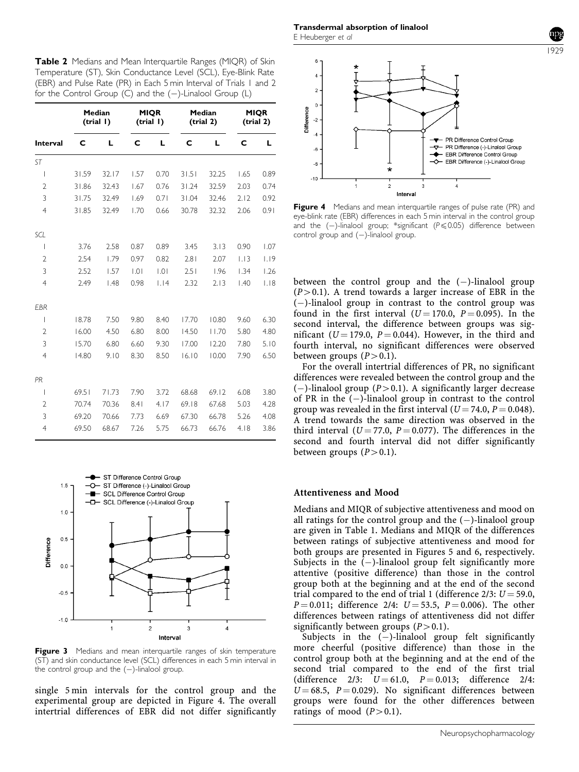**Table 2** Medians and Mean Interquartile Ranges (MIQR) of Skin Temperature (ST), Skin Conductance Level (SCL), Eye-Blink Rate (EBR) and Pulse Rate (PR) in Each 5 min Interval of Trials 1 and 2 for the Control Group (C) and the (−)-Linalool Group (L)

| Interval | Median (trial 1) | | MIQR (trial 1) | | Median (trial 2) | | MIQR (trial 2) | |
|---|---|---|---|---|---|---|---|---|
| | C | L | C | L | C | L | C | L |
| *ST* | | | | | | | | |
| 1 | 31.59 | 32.17 | 1.57 | 0.70 | 31.51 | 32.25 | 1.65 | 0.89 |
| 2 | 31.86 | 32.43 | 1.67 | 0.76 | 31.24 | 32.59 | 2.03 | 0.74 |
| 3 | 31.75 | 32.49 | 1.69 | 0.71 | 31.04 | 32.46 | 2.12 | 0.92 |
| 4 | 31.85 | 32.49 | 1.70 | 0.66 | 30.78 | 32.32 | 2.06 | 0.91 |
| *SCL* | | | | | | | | |
| 1 | 3.76 | 2.58 | 0.87 | 0.89 | 3.45 | 3.13 | 0.90 | 1.07 |
| 2 | 2.54 | 1.79 | 0.97 | 0.82 | 2.81 | 2.07 | 1.13 | 1.19 |
| 3 | 2.52 | 1.57 | 1.01 | 1.01 | 2.51 | 1.96 | 1.34 | 1.26 |
| 4 | 2.49 | 1.48 | 0.98 | 1.14 | 2.32 | 2.13 | 1.40 | 1.18 |
| *EBR* | | | | | | | | |
| 1 | 18.78 | 7.50 | 9.80 | 8.40 | 17.70 | 10.80 | 9.60 | 6.30 |
| 2 | 16.00 | 4.50 | 6.80 | 8.00 | 14.50 | 11.70 | 5.80 | 4.80 |
| 3 | 15.70 | 6.80 | 6.60 | 9.30 | 17.00 | 12.20 | 7.80 | 5.10 |
| 4 | 14.80 | 9.10 | 8.30 | 8.50 | 16.10 | 10.00 | 7.90 | 6.50 |
| *PR* | | | | | | | | |
| 1 | 69.51 | 71.73 | 7.90 | 3.72 | 68.68 | 69.12 | 6.08 | 3.80 |
| 2 | 70.74 | 70.36 | 8.41 | 4.17 | 69.18 | 67.68 | 5.03 | 4.28 |
| 3 | 69.20 | 70.66 | 7.73 | 6.69 | 67.30 | 66.78 | 5.26 | 4.08 |
| 4 | 69.50 | 68.67 | 7.26 | 5.75 | 66.73 | 66.76 | 4.18 | 3.86 |

**Figure 3** Medians and mean interquartile ranges of skin temperature (ST) and skin conductance level (SCL) differences in each 5 min interval in the control group and the (−)-linalool group.

single 5 min intervals for the control group and the experimental group are depicted in Figure 4. The overall intertrial differences of EBR did not differ significantly between the control group and the (−)-linalool group ($P > 0.1$). A trend towards a larger increase of EBR in the (−)-linalool group in contrast to the control group was found in the first interval ($U = 170.0$, $P = 0.095$). In the second interval, the difference between groups was significant ($U = 179.0$, $P = 0.044$). However, in the third and fourth interval, no significant differences were observed between groups ($P > 0.1$).

**Figure 4** Medians and mean interquartile ranges of pulse rate (PR) and eye-blink rate (EBR) differences in each 5 min interval in the control group and the (−)-linalool group; *significant ($P \leqslant 0.05$) difference between control group and (−)-linalool group.

For the overall intertrial differences of PR, no significant differences were revealed between the control group and the (−)-linalool group ($P > 0.1$). A significantly larger decrease of PR in the (−)-linalool group in contrast to the control group was revealed in the first interval ($U = 74.0$, $P = 0.048$). A trend towards the same direction was observed in the third interval ($U = 77.0$, $P = 0.077$). The differences in the second and fourth interval did not differ significantly between groups ($P > 0.1$).

### Attentiveness and Mood

Medians and MIQR of subjective attentiveness and mood on all ratings for the control group and the (−)-linalool group are given in Table 1. Medians and MIQR of the differences between ratings of subjective attentiveness and mood for both groups are presented in Figures 5 and 6, respectively. Subjects in the (−)-linalool group felt significantly more attentive (positive difference) than those in the control group both at the beginning and at the end of the second trial compared to the end of trial 1 (difference 2/3: $U = 59.0$, $P = 0.011$; difference 2/4: $U = 53.5$, $P = 0.006$). The other differences between ratings of attentiveness did not differ significantly between groups ($P > 0.1$).

Subjects in the (−)-linalool group felt significantly more cheerful (positive difference) than those in the control group both at the beginning and at the end of the second trial compared to the end of the first trial (difference 2/3: $U = 61.0$, $P = 0.013$; difference 2/4: $U = 68.5$, $P = 0.029$). No significant differences between groups were found for the other differences between ratings of mood ($P > 0.1$).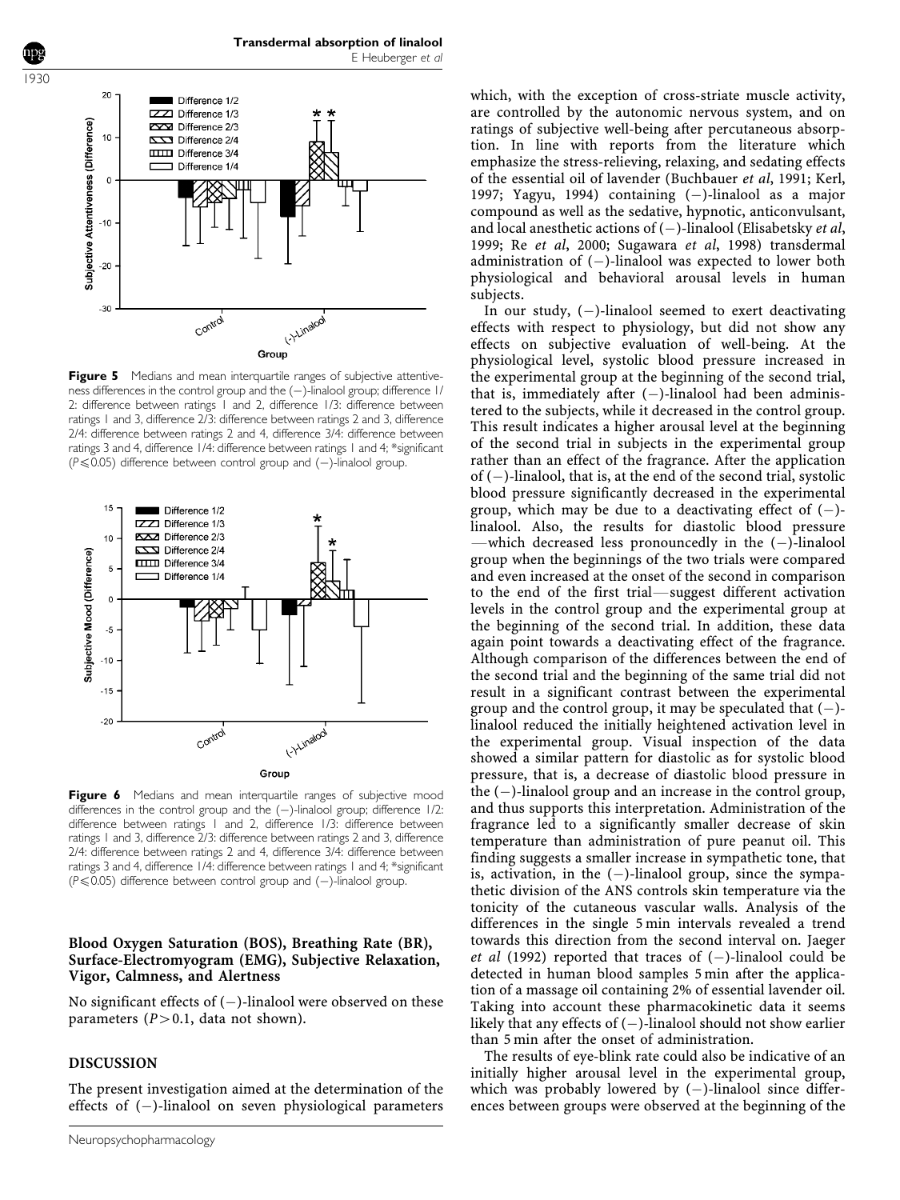Figure 5 Medians and mean interquartile ranges of subjective attentiveness differences in the control group and the (−)-linalool group; difference 1/2: difference between ratings 1 and 2, difference 1/3: difference between ratings 1 and 3, difference 2/3: difference between ratings 2 and 3, difference 2/4: difference between ratings 2 and 4, difference 3/4: difference between ratings 3 and 4, difference 1/4: difference between ratings 1 and 4; *significant ($P \leqslant 0.05$) difference between control group and (−)-linalool group.

Figure 6 Medians and mean interquartile ranges of subjective mood differences in the control group and the (−)-linalool group; difference 1/2: difference between ratings 1 and 2, difference 1/3: difference between ratings 1 and 3, difference 2/3: difference between ratings 2 and 3, difference 2/4: difference between ratings 2 and 4, difference 3/4: difference between ratings 3 and 4, difference 1/4: difference between ratings 1 and 4; *significant ($P \leqslant 0.05$) difference between control group and (−)-linalool group.

### Blood Oxygen Saturation (BOS), Breathing Rate (BR), Surface-Electromyogram (EMG), Subjective Relaxation, Vigor, Calmness, and Alertness

No significant effects of (−)-linalool were observed on these parameters ($P > 0.1$, data not shown).

## DISCUSSION

The present investigation aimed at the determination of the effects of (−)-linalool on seven physiological parameters which, with the exception of cross-striate muscle activity, are controlled by the autonomic nervous system, and on ratings of subjective well-being after percutaneous absorption. In line with reports from the literature which emphasize the stress-relieving, relaxing, and sedating effects of the essential oil of lavender (Buchbauer *et al*, 1991; Kerl, 1997; Yagyu, 1994) containing (−)-linalool as a major compound as well as the sedative, hypnotic, anticonvulsant, and local anesthetic actions of (−)-linalool (Elisabetsky *et al*, 1999; Re *et al*, 2000; Sugawara *et al*, 1998) transdermal administration of (−)-linalool was expected to lower both physiological and behavioral arousal levels in human subjects.

In our study, (−)-linalool seemed to exert deactivating effects with respect to physiology, but did not show any effects on subjective evaluation of well-being. At the physiological level, systolic blood pressure increased in the experimental group at the beginning of the second trial, that is, immediately after (−)-linalool had been administered to the subjects, while it decreased in the control group. This result indicates a higher arousal level at the beginning of the second trial in subjects in the experimental group rather than an effect of the fragrance. After the application of (−)-linalool, that is, at the end of the second trial, systolic blood pressure significantly decreased in the experimental group, which may be due to a deactivating effect of (−)-linalool. Also, the results for diastolic blood pressure —which decreased less pronouncedly in the (−)-linalool group when the beginnings of the two trials were compared and even increased at the onset of the second in comparison to the end of the first trial—suggest different activation levels in the control group and the experimental group at the beginning of the second trial. In addition, these data again point towards a deactivating effect of the fragrance. Although comparison of the differences between the end of the second trial and the beginning of the same trial did not result in a significant contrast between the experimental group and the control group, it may be speculated that (−)-linalool reduced the initially heightened activation level in the experimental group. Visual inspection of the data showed a similar pattern for diastolic as for systolic blood pressure, that is, a decrease of diastolic blood pressure in the (−)-linalool group and an increase in the control group, and thus supports this interpretation. Administration of the fragrance led to a significantly smaller decrease of skin temperature than administration of pure peanut oil. This finding suggests a smaller increase in sympathetic tone, that is, activation, in the (−)-linalool group, since the sympathetic division of the ANS controls skin temperature via the tonicity of the cutaneous vascular walls. Analysis of the differences in the single 5 min intervals revealed a trend towards this direction from the second interval on. Jaeger *et al* (1992) reported that traces of (−)-linalool could be detected in human blood samples 5 min after the application of a massage oil containing 2% of essential lavender oil. Taking into account these pharmacokinetic data it seems likely that any effects of (−)-linalool should not show earlier than 5 min after the onset of administration.

The results of eye-blink rate could also be indicative of an initially higher arousal level in the experimental group, which was probably lowered by (−)-linalool since differences between groups were observed at the beginning of the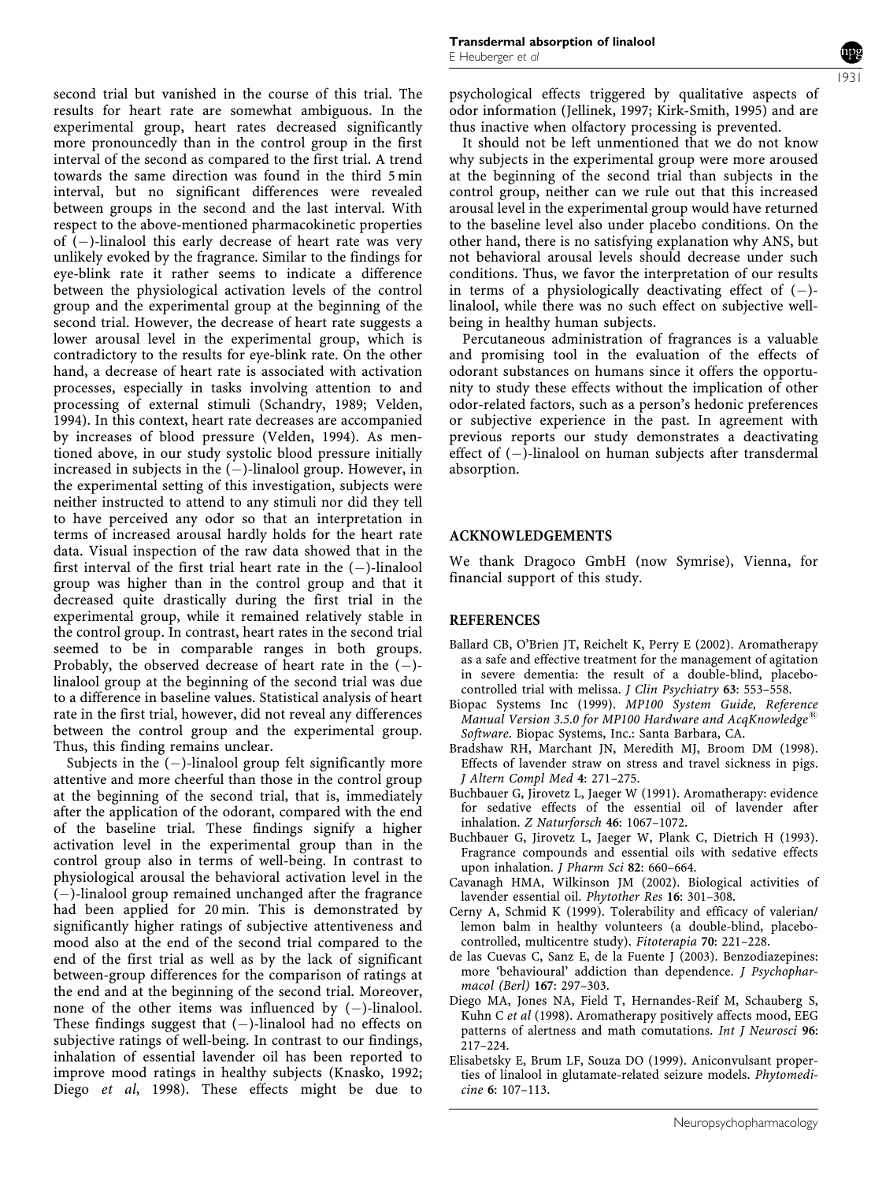second trial but vanished in the course of this trial. The results for heart rate are somewhat ambiguous. In the experimental group, heart rates decreased significantly more pronouncedly than in the control group in the first interval of the second as compared to the first trial. A trend towards the same direction was found in the third 5 min interval, but no significant differences were revealed between groups in the second and the last interval. With respect to the above-mentioned pharmacokinetic properties of (−)-linalool this early decrease of heart rate was very unlikely evoked by the fragrance. Similar to the findings for eye-blink rate it rather seems to indicate a difference between the physiological activation levels of the control group and the experimental group at the beginning of the second trial. However, the decrease of heart rate suggests a lower arousal level in the experimental group, which is contradictory to the results for eye-blink rate. On the other hand, a decrease of heart rate is associated with activation processes, especially in tasks involving attention to and processing of external stimuli (Schandry, 1989; Velden, 1994). In this context, heart rate decreases are accompanied by increases of blood pressure (Velden, 1994). As mentioned above, in our study systolic blood pressure initially increased in subjects in the (−)-linalool group. However, in the experimental setting of this investigation, subjects were neither instructed to attend to any stimuli nor did they tell to have perceived any odor so that an interpretation in terms of increased arousal hardly holds for the heart rate data. Visual inspection of the raw data showed that in the first interval of the first trial heart rate in the (−)-linalool group was higher than in the control group and that it decreased quite drastically during the first trial in the experimental group, while it remained relatively stable in the control group. In contrast, heart rates in the second trial seemed to be in comparable ranges in both groups. Probably, the observed decrease of heart rate in the (−)-linalool group at the beginning of the second trial was due to a difference in baseline values. Statistical analysis of heart rate in the first trial, however, did not reveal any differences between the control group and the experimental group. Thus, this finding remains unclear.

Subjects in the (−)-linalool group felt significantly more attentive and more cheerful than those in the control group at the beginning of the second trial, that is, immediately after the application of the odorant, compared with the end of the baseline trial. These findings signify a higher activation level in the experimental group than in the control group also in terms of well-being. In contrast to physiological arousal the behavioral activation level in the (−)-linalool group remained unchanged after the fragrance had been applied for 20 min. This is demonstrated by significantly higher ratings of subjective attentiveness and mood also at the end of the second trial compared to the end of the first trial as well as by the lack of significant between-group differences for the comparison of ratings at the end and at the beginning of the second trial. Moreover, none of the other items was influenced by (−)-linalool. These findings suggest that (−)-linalool had no effects on subjective ratings of well-being. In contrast to our findings, inhalation of essential lavender oil has been reported to improve mood ratings in healthy subjects (Knasko, 1992; Diego *et al*, 1998). These effects might be due to psychological effects triggered by qualitative aspects of odor information (Jellinek, 1997; Kirk-Smith, 1995) and are thus inactive when olfactory processing is prevented.

It should not be left unmentioned that we do not know why subjects in the experimental group were more aroused at the beginning of the second trial than subjects in the control group, neither can we rule out that this increased arousal level in the experimental group would have returned to the baseline level also under placebo conditions. On the other hand, there is no satisfying explanation why ANS, but not behavioral arousal levels should decrease under such conditions. Thus, we favor the interpretation of our results in terms of a physiologically deactivating effect of (−)-linalool, while there was no such effect on subjective well-being in healthy human subjects.

Percutaneous administration of fragrances is a valuable and promising tool in the evaluation of the effects of odorant substances on humans since it offers the opportunity to study these effects without the implication of other odor-related factors, such as a person's hedonic preferences or subjective experience in the past. In agreement with previous reports our study demonstrates a deactivating effect of (−)-linalool on human subjects after transdermal absorption.

## ACKNOWLEDGEMENTS

We thank Dragoco GmbH (now Symrise), Vienna, for financial support of this study.

## REFERENCES

Ballard CB, O'Brien JT, Reichelt K, Perry E (2002). Aromatherapy as a safe and effective treatment for the management of agitation in severe dementia: the result of a double-blind, placebo-controlled trial with melissa. *J Clin Psychiatry* **63**: 553–558.

Biopac Systems Inc (1999). *MP100 System Guide, Reference Manual Version 3.5.0 for MP100 Hardware and AcqKnowledge® Software*. Biopac Systems, Inc.: Santa Barbara, CA.

Bradshaw RH, Marchant JN, Meredith MJ, Broom DM (1998). Effects of lavender straw on stress and travel sickness in pigs. *J Altern Compl Med* **4**: 271–275.

Buchbauer G, Jirovetz L, Jaeger W (1991). Aromatherapy: evidence for sedative effects of the essential oil of lavender after inhalation. *Z Naturforsch* **46**: 1067–1072.

Buchbauer G, Jirovetz L, Jaeger W, Plank C, Dietrich H (1993). Fragrance compounds and essential oils with sedative effects upon inhalation. *J Pharm Sci* **82**: 660–664.

Cavanagh HMA, Wilkinson JM (2002). Biological activities of lavender essential oil. *Phytother Res* **16**: 301–308.

Cerny A, Schmid K (1999). Tolerability and efficacy of valerian/lemon balm in healthy volunteers (a double-blind, placebo-controlled, multicentre study). *Fitoterapia* **70**: 221–228.

de las Cuevas C, Sanz E, de la Fuente J (2003). Benzodiazepines: more 'behavioural' addiction than dependence. *J Psychopharmacol (Berl)* **167**: 297–303.

Diego MA, Jones NA, Field T, Hernandes-Reif M, Schauberg S, Kuhn C *et al* (1998). Aromatherapy positively affects mood, EEG patterns of alertness and math comutations. *Int J Neurosci* **96**: 217–224.

Elisabetsky E, Brum LF, Souza DO (1999). Aniconvulsant properties of linalool in glutamate-related seizure models. *Phytomedicine* **6**: 107–113.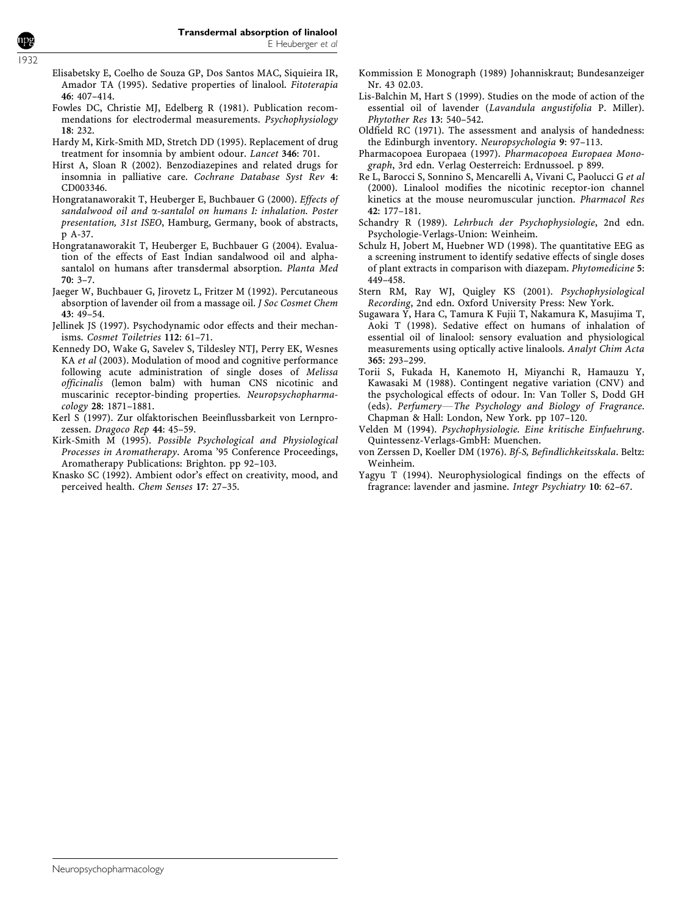Elisabetsky E, Coelho de Souza GP, Dos Santos MAC, Siquieira IR, Amador TA (1995). Sedative properties of linalool. *Fitoterapia* **46**: 407–414.

Fowles DC, Christie MJ, Edelberg R (1981). Publication recommendations for electrodermal measurements. *Psychophysiology* **18**: 232.

Hardy M, Kirk-Smith MD, Stretch DD (1995). Replacement of drug treatment for insomnia by ambient odour. *Lancet* **346**: 701.

Hirst A, Sloan R (2002). Benzodiazepines and related drugs for insomnia in palliative care. *Cochrane Database Syst Rev* **4**: CD003346.

Hongratanaworakit T, Heuberger E, Buchbauer G (2000). *Effects of sandalwood oil and α-santalol on humans I: inhalation. Poster presentation, 31st ISEO*, Hamburg, Germany, book of abstracts, p A-37.

Hongratanaworakit T, Heuberger E, Buchbauer G (2004). Evaluation of the effects of East Indian sandalwood oil and alpha-santalol on humans after transdermal absorption. *Planta Med* **70**: 3–7.

Jaeger W, Buchbauer G, Jirovetz L, Fritzer M (1992). Percutaneous absorption of lavender oil from a massage oil. *J Soc Cosmet Chem* **43**: 49–54.

Jellinek JS (1997). Psychodynamic odor effects and their mechanisms. *Cosmet Toiletries* **112**: 61–71.

Kennedy DO, Wake G, Savelev S, Tildesley NTJ, Perry EK, Wesnes KA *et al* (2003). Modulation of mood and cognitive performance following acute administration of single doses of *Melissa officinalis* (lemon balm) with human CNS nicotinic and muscarinic receptor-binding properties. *Neuropsychopharmacology* **28**: 1871–1881.

Kerl S (1997). Zur olfaktorischen Beeinflussbarkeit von Lernprozessen. *Dragoco Rep* **44**: 45–59.

Kirk-Smith M (1995). *Possible Psychological and Physiological Processes in Aromatherapy*. Aroma '95 Conference Proceedings, Aromatherapy Publications: Brighton. pp 92–103.

Knasko SC (1992). Ambient odor's effect on creativity, mood, and perceived health. *Chem Senses* **17**: 27–35.

Kommission E Monograph (1989) Johanniskraut; Bundesanzeiger Nr. 43 02.03.

Lis-Balchin M, Hart S (1999). Studies on the mode of action of the essential oil of lavender (*Lavandula angustifolia* P. Miller). *Phytother Res* **13**: 540–542.

Oldfield RC (1971). The assessment and analysis of handedness: the Edinburgh inventory. *Neuropsychologia* **9**: 97–113.

Pharmacopoea Europaea (1997). *Pharmacopoea Europaea Monograph*, 3rd edn. Verlag Oesterreich: Erdnussoel. p 899.

Re L, Barocci S, Sonnino S, Mencarelli A, Vivani C, Paolucci G *et al* (2000). Linalool modifies the nicotinic receptor-ion channel kinetics at the mouse neuromuscular junction. *Pharmacol Res* **42**: 177–181.

Schandry R (1989). *Lehrbuch der Psychophysiologie*, 2nd edn. Psychologie-Verlags-Union: Weinheim.

Schulz H, Jobert M, Huebner WD (1998). The quantitative EEG as a screening instrument to identify sedative effects of single doses of plant extracts in comparison with diazepam. *Phytomedicine* **5**: 449–458.

Stern RM, Ray WJ, Quigley KS (2001). *Psychophysiological Recording*, 2nd edn. Oxford University Press: New York.

Sugawara Y, Hara C, Tamura K Fujii T, Nakamura K, Masujima T, Aoki T (1998). Sedative effect on humans of inhalation of essential oil of linalool: sensory evaluation and physiological measurements using optically active linalools. *Analyt Chim Acta* **365**: 293–299.

Torii S, Fukada H, Kanemoto H, Miyanchi R, Hamauzu Y, Kawasaki M (1988). Contingent negative variation (CNV) and the psychological effects of odour. In: Van Toller S, Dodd GH (eds). *Perfumery—The Psychology and Biology of Fragrance*. Chapman & Hall: London, New York. pp 107–120.

Velden M (1994). *Psychophysiologie. Eine kritische Einfuehrung*. Quintessenz-Verlags-GmbH: Muenchen.

von Zerssen D, Koeller DM (1976). *Bf-S, Befindlichkeitsskala*. Beltz: Weinheim.

Yagyu T (1994). Neurophysiological findings on the effects of fragrance: lavender and jasmine. *Integr Psychiatry* **10**: 62–67.